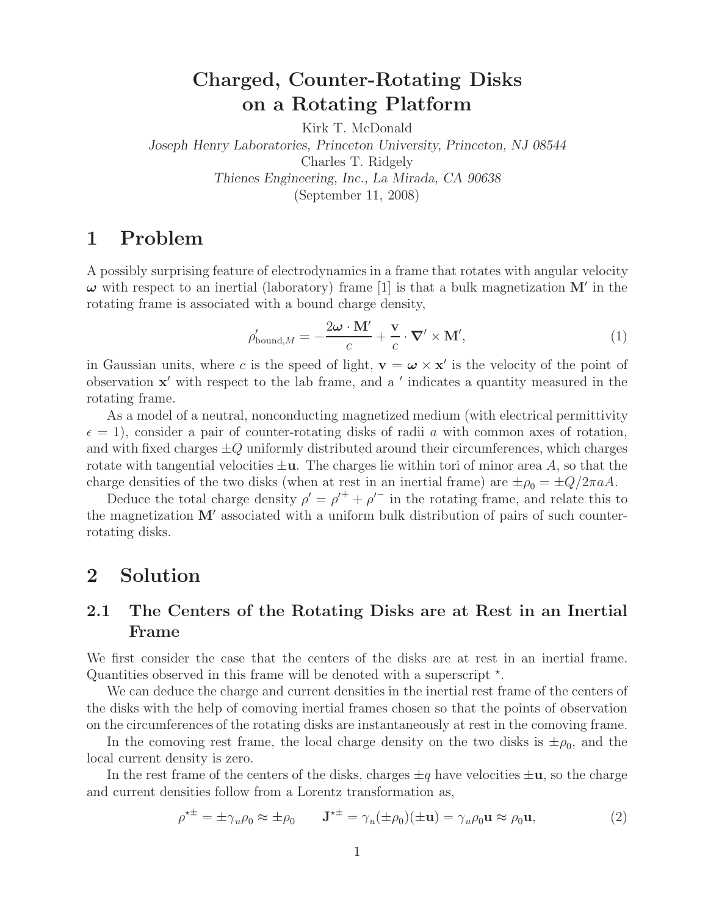# Charged, Counter-Rotating Disks on a Rotating Platform

Kirk T. McDonald
*Joseph Henry Laboratories, Princeton University, Princeton, NJ 08544*
Charles T. Ridgely
*Thienes Engineering, Inc., La Mirada, CA 90638*
(September 11, 2008)

## 1 Problem

A possibly surprising feature of electrodynamics in a frame that rotates with angular velocity $\boldsymbol{\omega}$ with respect to an inertial (laboratory) frame [1] is that a bulk magnetization $\mathbf{M}'$ in the rotating frame is associated with a bound charge density,

$$\rho'_{\text{bound},M} = -\frac{2\boldsymbol{\omega} \cdot \mathbf{M}'}{c} + \frac{\mathbf{v}}{c} \cdot \boldsymbol{\nabla}' \times \mathbf{M}', \tag{1}$$

in Gaussian units, where $c$ is the speed of light, $\mathbf{v} = \boldsymbol{\omega} \times \mathbf{x}'$ is the velocity of the point of observation $\mathbf{x}'$ with respect to the lab frame, and a $'$ indicates a quantity measured in the rotating frame.

As a model of a neutral, nonconducting magnetized medium (with electrical permittivity $\epsilon = 1$), consider a pair of counter-rotating disks of radii $a$ with common axes of rotation, and with fixed charges $\pm Q$ uniformly distributed around their circumferences, which charges rotate with tangential velocities $\pm\mathbf{u}$. The charges lie within tori of minor area $A$, so that the charge densities of the two disks (when at rest in an inertial frame) are $\pm\rho_0 = \pm Q/2\pi aA$.

Deduce the total charge density $\rho' = \rho'^{+} + \rho'^{-}$ in the rotating frame, and relate this to the magnetization $\mathbf{M}'$ associated with a uniform bulk distribution of pairs of such counter-rotating disks.

## 2 Solution

### 2.1 The Centers of the Rotating Disks are at Rest in an Inertial Frame

We first consider the case that the centers of the disks are at rest in an inertial frame. Quantities observed in this frame will be denoted with a superscript $\star$.

We can deduce the charge and current densities in the inertial rest frame of the centers of the disks with the help of comoving inertial frames chosen so that the points of observation on the circumferences of the rotating disks are instantaneously at rest in the comoving frame.

In the comoving rest frame, the local charge density on the two disks is $\pm\rho_0$, and the local current density is zero.

In the rest frame of the centers of the disks, charges $\pm q$ have velocities $\pm\mathbf{u}$, so the charge and current densities follow from a Lorentz transformation as,

$$\rho^{\star\pm} = \pm\gamma_u\rho_0 \approx \pm\rho_0 \qquad \mathbf{J}^{\star\pm} = \gamma_u(\pm\rho_0)(\pm\mathbf{u}) = \gamma_u\rho_0\mathbf{u} \approx \rho_0\mathbf{u}, \tag{2}$$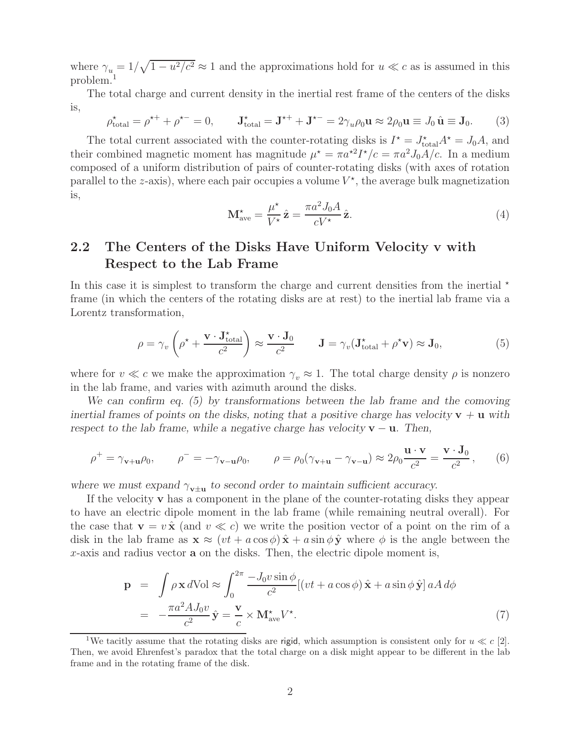where $\gamma_u = 1/\sqrt{1 - u^2/c^2} \approx 1$ and the approximations hold for $u \ll c$ as is assumed in this problem.[1]

The total charge and current density in the inertial rest frame of the centers of the disks is,

$$\rho^\star_{\rm total} = \rho^{\star +} + \rho^{\star -} = 0, \qquad \mathbf{J}^\star_{\rm total} = \mathbf{J}^{\star +} + \mathbf{J}^{\star -} = 2\gamma_u \rho_0 \mathbf{u} \approx 2\rho_0 \mathbf{u} \equiv J_0\, \hat{\mathbf{u}} \equiv \mathbf{J}_0. \tag{3}$$

The total current associated with the counter-rotating disks is $I^\star = J^\star_{\rm total} A^\star = J_0 A$, and their combined magnetic moment has magnitude $\mu^\star = \pi a^{\star 2} I^\star / c = \pi a^2 J_0 A / c$. In a medium composed of a uniform distribution of pairs of counter-rotating disks (with axes of rotation parallel to the $z$-axis), where each pair occupies a volume $V^\star$, the average bulk magnetization is,

$$\mathbf{M}^\star_{\rm ave} = \frac{\mu^\star}{V^\star}\, \hat{\mathbf{z}} = \frac{\pi a^2 J_0 A}{c V^\star}\, \hat{\mathbf{z}}. \tag{4}$$

## 2.2 The Centers of the Disks Have Uniform Velocity v with Respect to the Lab Frame

In this case it is simplest to transform the charge and current densities from the inertial $\star$ frame (in which the centers of the rotating disks are at rest) to the inertial lab frame via a Lorentz transformation,

$$\rho = \gamma_v \left( \rho^\star + \frac{\mathbf{v} \cdot \mathbf{J}^\star_{\rm total}}{c^2} \right) \approx \frac{\mathbf{v} \cdot \mathbf{J}_0}{c^2} \qquad \mathbf{J} = \gamma_v (\mathbf{J}^\star_{\rm total} + \rho^\star \mathbf{v}) \approx \mathbf{J}_0, \tag{5}$$

where for $v \ll c$ we make the approximation $\gamma_v \approx 1$. The total charge density $\rho$ is nonzero in the lab frame, and varies with azimuth around the disks.

*We can confirm eq. (5) by transformations between the lab frame and the comoving inertial frames of points on the disks, noting that a positive charge has velocity* $\mathbf{v} + \mathbf{u}$ *with respect to the lab frame, while a negative charge has velocity* $\mathbf{v} - \mathbf{u}$. *Then,*

$$\rho^+ = \gamma_{\mathbf{v}+\mathbf{u}} \rho_0, \qquad \rho^- = -\gamma_{\mathbf{v}-\mathbf{u}} \rho_0, \qquad \rho = \rho_0 (\gamma_{\mathbf{v}+\mathbf{u}} - \gamma_{\mathbf{v}-\mathbf{u}}) \approx 2\rho_0 \frac{\mathbf{u} \cdot \mathbf{v}}{c^2} = \frac{\mathbf{v} \cdot \mathbf{J}_0}{c^2}\,, \tag{6}$$

*where we must expand* $\gamma_{\mathbf{v} \pm \mathbf{u}}$ *to second order to maintain sufficient accuracy.*

If the velocity $\mathbf{v}$ has a component in the plane of the counter-rotating disks they appear to have an electric dipole moment in the lab frame (while remaining neutral overall). For the case that $\mathbf{v} = v\, \hat{\mathbf{x}}$ (and $v \ll c$) we write the position vector of a point on the rim of a disk in the lab frame as $\mathbf{x} \approx (vt + a\cos\phi)\, \hat{\mathbf{x}} + a \sin\phi\, \hat{\mathbf{y}}$ where $\phi$ is the angle between the $x$-axis and radius vector $\mathbf{a}$ on the disks. Then, the electric dipole moment is,

$$\begin{aligned} \mathbf{p} &= \int \rho\, \mathbf{x}\, d{\rm Vol} \approx \int_0^{2\pi} \frac{-J_0 v \sin\phi}{c^2} [(vt + a\cos\phi)\, \hat{\mathbf{x}} + a\sin\phi\, \hat{\mathbf{y}}]\, aA\, d\phi \\ &= -\frac{\pi a^2 A J_0 v}{c^2}\, \hat{\mathbf{y}} = \frac{\mathbf{v}}{c} \times \mathbf{M}^\star_{\rm ave} V^\star. \end{aligned} \tag{7}$$

[1] We tacitly assume that the rotating disks are rigid, which assumption is consistent only for $u \ll c$ [2]. Then, we avoid Ehrenfest's paradox that the total charge on a disk might appear to be different in the lab frame and in the rotating frame of the disk.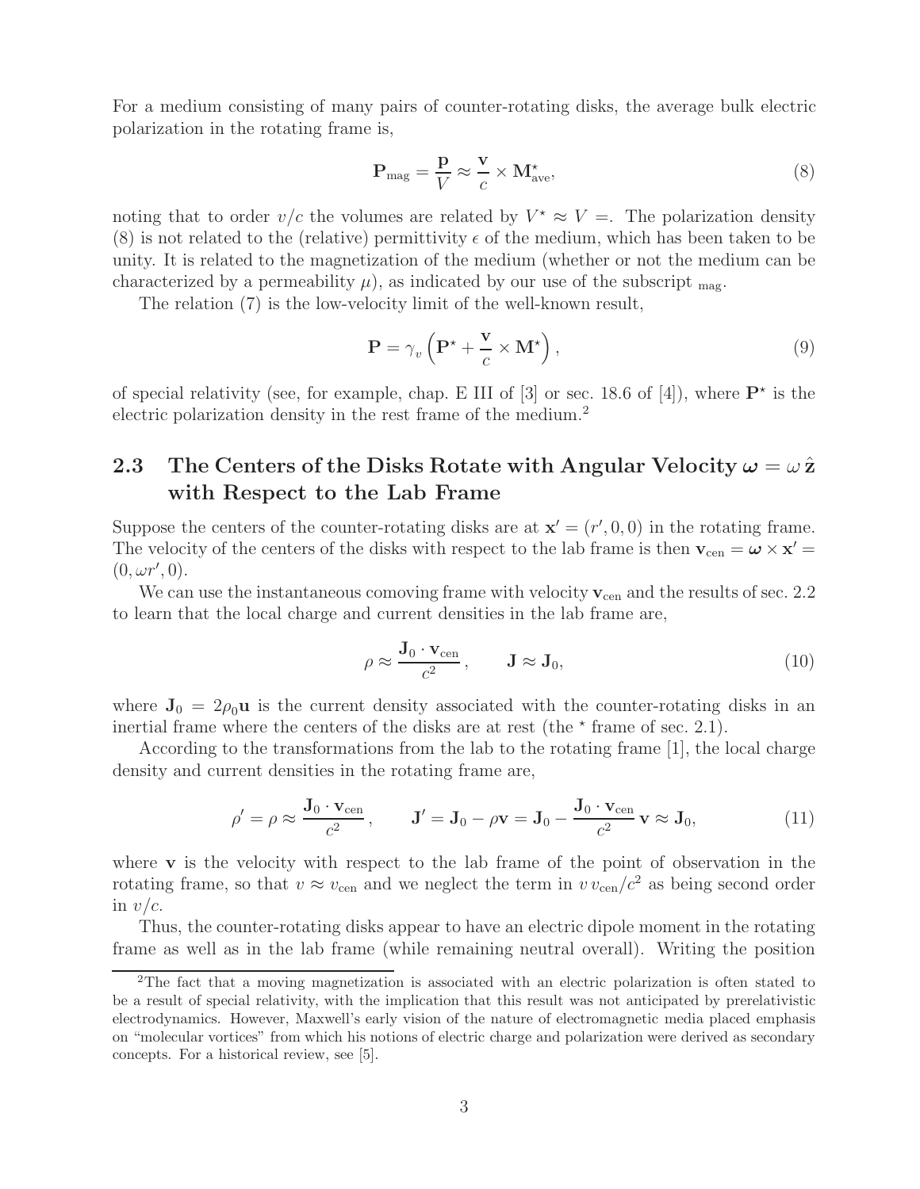For a medium consisting of many pairs of counter-rotating disks, the average bulk electric polarization in the rotating frame is,

$$\mathbf{P}_{\rm mag} = \frac{\mathbf{p}}{V} \approx \frac{\mathbf{v}}{c} \times \mathbf{M}^\star_{\rm ave}, \tag{8}$$

noting that to order $v/c$ the volumes are related by $V^\star \approx V =$. The polarization density (8) is not related to the (relative) permittivity $\epsilon$ of the medium, which has been taken to be unity. It is related to the magnetization of the medium (whether or not the medium can be characterized by a permeability $\mu$), as indicated by our use of the subscript $_{\rm mag}$.

The relation (7) is the low-velocity limit of the well-known result,

$$\mathbf{P} = \gamma_v \left( \mathbf{P}^\star + \frac{\mathbf{v}}{c} \times \mathbf{M}^\star \right), \tag{9}$$

of special relativity (see, for example, chap. E III of [3] or sec. 18.6 of [4]), where $\mathbf{P}^\star$ is the electric polarization density in the rest frame of the medium.[2]

## 2.3 The Centers of the Disks Rotate with Angular Velocity $\boldsymbol{\omega} = \omega\, \hat{\mathbf{z}}$ with Respect to the Lab Frame

Suppose the centers of the counter-rotating disks are at $\mathbf{x}' = (r', 0, 0)$ in the rotating frame. The velocity of the centers of the disks with respect to the lab frame is then $\mathbf{v}_{\rm cen} = \boldsymbol{\omega} \times \mathbf{x}' = (0, \omega r', 0)$.

We can use the instantaneous comoving frame with velocity $\mathbf{v}_{\rm cen}$ and the results of sec. 2.2 to learn that the local charge and current densities in the lab frame are,

$$\rho \approx \frac{\mathbf{J}_0 \cdot \mathbf{v}_{\rm cen}}{c^2}, \qquad \mathbf{J} \approx \mathbf{J}_0, \tag{10}$$

where $\mathbf{J}_0 = 2\rho_0 \mathbf{u}$ is the current density associated with the counter-rotating disks in an inertial frame where the centers of the disks are at rest (the $^\star$ frame of sec. 2.1).

According to the transformations from the lab to the rotating frame [1], the local charge density and current densities in the rotating frame are,

$$\rho' = \rho \approx \frac{\mathbf{J}_0 \cdot \mathbf{v}_{\rm cen}}{c^2}, \qquad \mathbf{J}' = \mathbf{J}_0 - \rho \mathbf{v} = \mathbf{J}_0 - \frac{\mathbf{J}_0 \cdot \mathbf{v}_{\rm cen}}{c^2}\, \mathbf{v} \approx \mathbf{J}_0, \tag{11}$$

where $\mathbf{v}$ is the velocity with respect to the lab frame of the point of observation in the rotating frame, so that $v \approx v_{\rm cen}$ and we neglect the term in $v\, v_{\rm cen}/c^2$ as being second order in $v/c$.

Thus, the counter-rotating disks appear to have an electric dipole moment in the rotating frame as well as in the lab frame (while remaining neutral overall). Writing the position

---

[2] The fact that a moving magnetization is associated with an electric polarization is often stated to be a result of special relativity, with the implication that this result was not anticipated by prerelativistic electrodynamics. However, Maxwell's early vision of the nature of electromagnetic media placed emphasis on "molecular vortices" from which his notions of electric charge and polarization were derived as secondary concepts. For a historical review, see [5].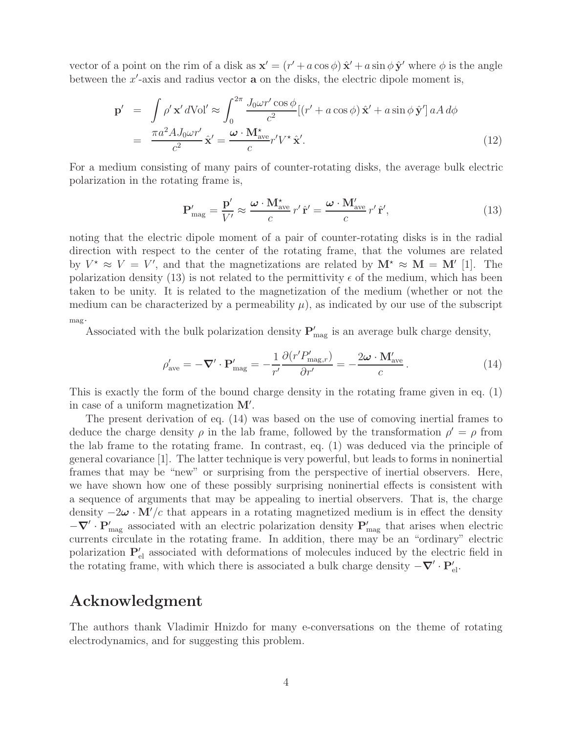vector of a point on the rim of a disk as $\mathbf{x}' = (r' + a\cos\phi)\,\hat{\mathbf{x}}' + a\sin\phi\,\hat{\mathbf{y}}'$ where $\phi$ is the angle between the $x'$-axis and radius vector $\mathbf{a}$ on the disks, the electric dipole moment is,

$$
\begin{aligned}
\mathbf{p}' &= \int \rho'\,\mathbf{x}'\,d\mathrm{Vol}' \approx \int_0^{2\pi} \frac{J_0 \omega r' \cos\phi}{c^2}[(r' + a\cos\phi)\,\hat{\mathbf{x}}' + a\sin\phi\,\hat{\mathbf{y}}']\,aA\,d\phi \\
&= \frac{\pi a^2 A J_0 \omega r'}{c^2}\,\hat{\mathbf{x}}' = \frac{\boldsymbol{\omega}\cdot\mathbf{M}^\star_{\mathrm{ave}}}{c} r' V^\star\,\hat{\mathbf{x}}'.
\end{aligned}
\tag{12}
$$

For a medium consisting of many pairs of counter-rotating disks, the average bulk electric polarization in the rotating frame is,

$$
\mathbf{P}'_{\mathrm{mag}} = \frac{\mathbf{p}'}{V'} \approx \frac{\boldsymbol{\omega}\cdot\mathbf{M}^\star_{\mathrm{ave}}}{c}\,r'\,\hat{\mathbf{r}}' = \frac{\boldsymbol{\omega}\cdot\mathbf{M}'_{\mathrm{ave}}}{c}\,r'\,\hat{\mathbf{r}}',
\tag{13}
$$

noting that the electric dipole moment of a pair of counter-rotating disks is in the radial direction with respect to the center of the rotating frame, that the volumes are related by $V^\star \approx V = V'$, and that the magnetizations are related by $\mathbf{M}^\star \approx \mathbf{M} = \mathbf{M}'$ [1]. The polarization density (13) is not related to the permittivity $\epsilon$ of the medium, which has been taken to be unity. It is related to the magnetization of the medium (whether or not the medium can be characterized by a permeability $\mu$), as indicated by our use of the subscript $_{\mathrm{mag}}$.

Associated with the bulk polarization density $\mathbf{P}'_{\mathrm{mag}}$ is an average bulk charge density,

$$
\rho'_{\mathrm{ave}} = -\boldsymbol{\nabla}'\cdot\mathbf{P}'_{\mathrm{mag}} = -\frac{1}{r'}\frac{\partial(r' P'_{\mathrm{mag},r})}{\partial r'} = -\frac{2\boldsymbol{\omega}\cdot\mathbf{M}'_{\mathrm{ave}}}{c}\,.
\tag{14}
$$

This is exactly the form of the bound charge density in the rotating frame given in eq. (1) in case of a uniform magnetization $\mathbf{M}'$.

The present derivation of eq. (14) was based on the use of comoving inertial frames to deduce the charge density $\rho$ in the lab frame, followed by the transformation $\rho' = \rho$ from the lab frame to the rotating frame. In contrast, eq. (1) was deduced via the principle of general covariance [1]. The latter technique is very powerful, but leads to forms in noninertial frames that may be "new" or surprising from the perspective of inertial observers. Here, we have shown how one of these possibly surprising noninertial effects is consistent with a sequence of arguments that may be appealing to inertial observers. That is, the charge density $-2\boldsymbol{\omega}\cdot\mathbf{M}'/c$ that appears in a rotating magnetized medium is in effect the density $-\boldsymbol{\nabla}'\cdot\mathbf{P}'_{\mathrm{mag}}$ associated with an electric polarization density $\mathbf{P}'_{\mathrm{mag}}$ that arises when electric currents circulate in the rotating frame. In addition, there may be an "ordinary" electric polarization $\mathbf{P}'_{\mathrm{el}}$ associated with deformations of molecules induced by the electric field in the rotating frame, with which there is associated a bulk charge density $-\boldsymbol{\nabla}'\cdot\mathbf{P}'_{\mathrm{el}}$.

# Acknowledgment

The authors thank Vladimir Hnizdo for many e-conversations on the theme of rotating electrodynamics, and for suggesting this problem.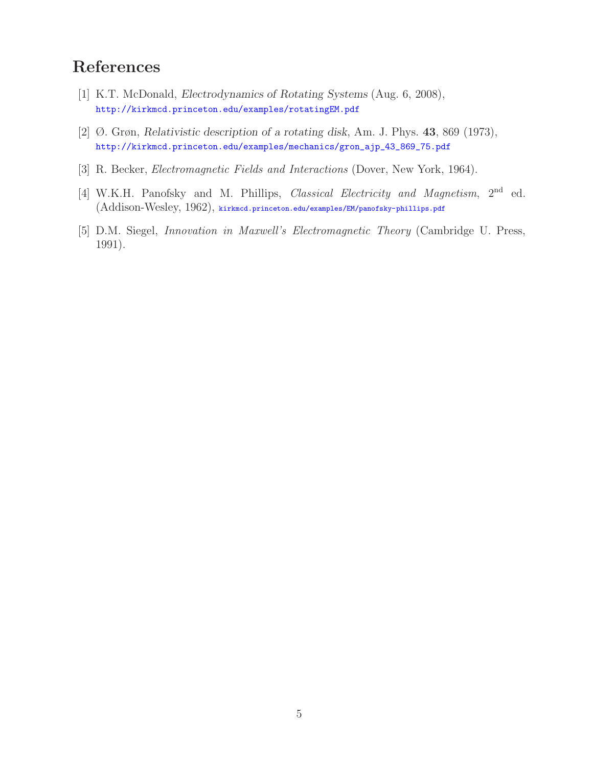# References

[1] K.T. McDonald, *Electrodynamics of Rotating Systems* (Aug. 6, 2008), http://kirkmcd.princeton.edu/examples/rotatingEM.pdf

[2] Ø. Grøn, *Relativistic description of a rotating disk*, Am. J. Phys. **43**, 869 (1973), http://kirkmcd.princeton.edu/examples/mechanics/gron_ajp_43_869_75.pdf

[3] R. Becker, *Electromagnetic Fields and Interactions* (Dover, New York, 1964).

[4] W.K.H. Panofsky and M. Phillips, *Classical Electricity and Magnetism*, 2nd ed. (Addison-Wesley, 1962), kirkmcd.princeton.edu/examples/EM/panofsky-phillips.pdf

[5] D.M. Siegel, *Innovation in Maxwell's Electromagnetic Theory* (Cambridge U. Press, 1991).